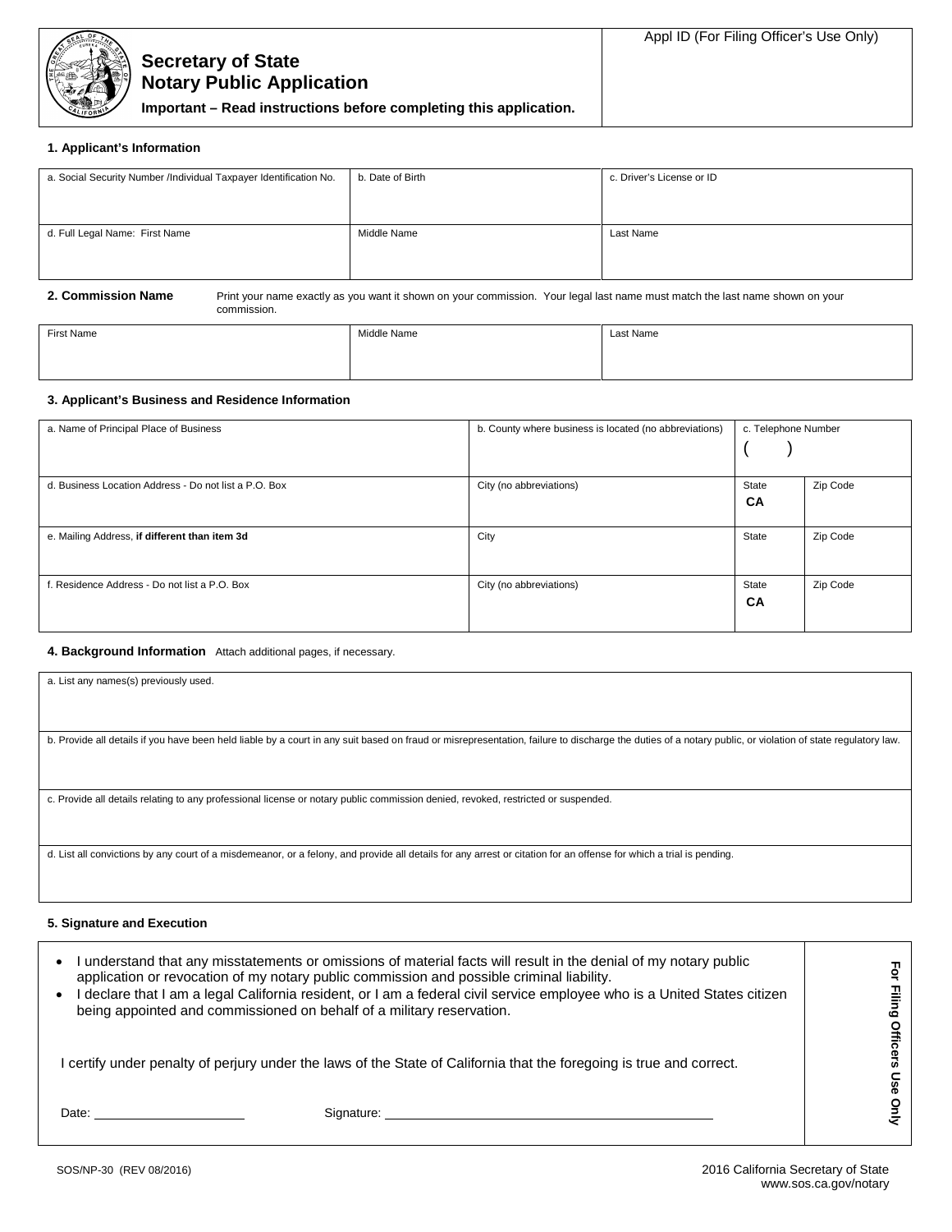# Secretary of State
# Notary Public Application

**Important – Read instructions before completing this application.**

Appl ID (For Filing Officer's Use Only)

### 1. Applicant's Information

| a. Social Security Number /Individual Taxpayer Identification No. | b. Date of Birth | c. Driver's License or ID |
|---|---|---|
| d. Full Legal Name: First Name | Middle Name | Last Name |

### 2. Commission Name

Print your name exactly as you want it shown on your commission. Your legal last name must match the last name shown on your commission.

| First Name | Middle Name | Last Name |
|---|---|---|
| | | |

### 3. Applicant's Business and Residence Information

| a. Name of Principal Place of Business | b. County where business is located (no abbreviations) | c. Telephone Number ( ) | |
|---|---|---|---|
| d. Business Location Address - Do not list a P.O. Box | City (no abbreviations) | State **CA** | Zip Code |
| e. Mailing Address, **if different than item 3d** | City | State | Zip Code |
| f. Residence Address - Do not list a P.O. Box | City (no abbreviations) | State **CA** | Zip Code |

### 4. Background Information

Attach additional pages, if necessary.

a. List any names(s) previously used.

b. Provide all details if you have been held liable by a court in any suit based on fraud or misrepresentation, failure to discharge the duties of a notary public, or violation of state regulatory law.

c. Provide all details relating to any professional license or notary public commission denied, revoked, restricted or suspended.

d. List all convictions by any court of a misdemeanor, or a felony, and provide all details for any arrest or citation for an offense for which a trial is pending.

### 5. Signature and Execution

- I understand that any misstatements or omissions of material facts will result in the denial of my notary public application or revocation of my notary public commission and possible criminal liability.
- I declare that I am a legal California resident, or I am a federal civil service employee who is a United States citizen being appointed and commissioned on behalf of a military reservation.

I certify under penalty of perjury under the laws of the State of California that the foregoing is true and correct.

Date: ____________________ Signature: ____________________________________________

For Filing Officers Use Only

SOS/NP-30 (REV 08/2016)

2016 California Secretary of State
www.sos.ca.gov/notary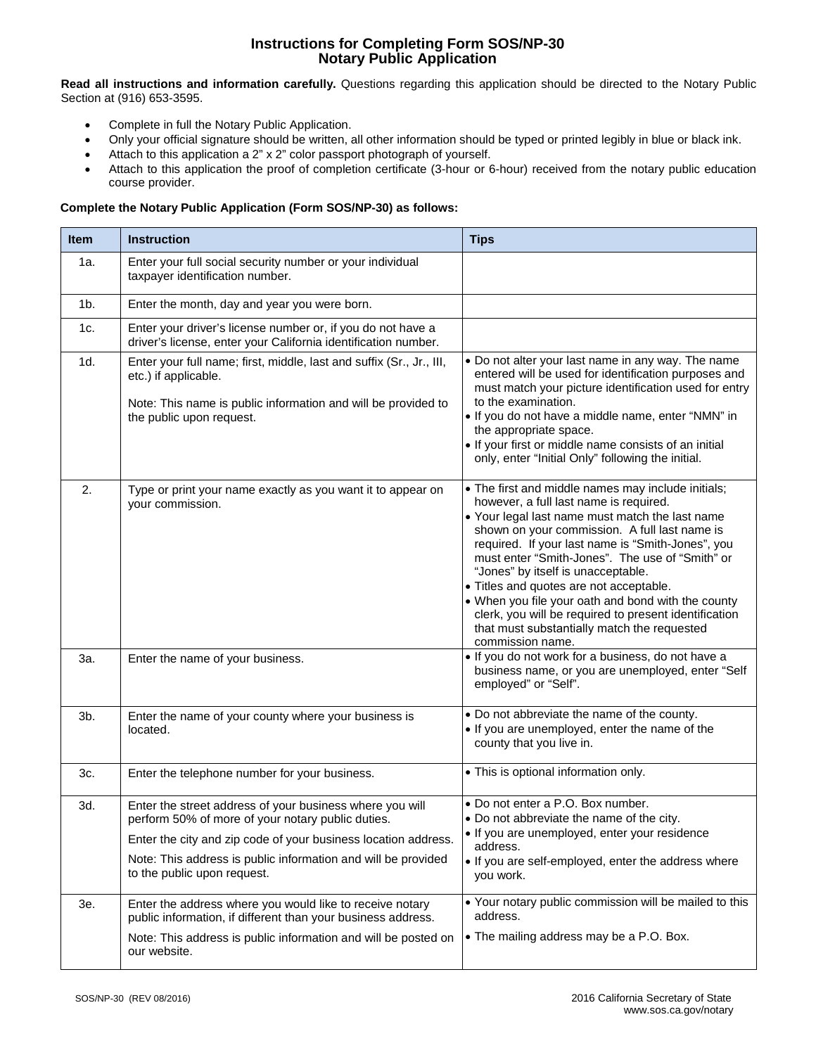## Instructions for Completing Form SOS/NP-30
## Notary Public Application

**Read all instructions and information carefully.** Questions regarding this application should be directed to the Notary Public Section at (916) 653-3595.

- Complete in full the Notary Public Application.
- Only your official signature should be written, all other information should be typed or printed legibly in blue or black ink.
- Attach to this application a 2" x 2" color passport photograph of yourself.
- Attach to this application the proof of completion certificate (3-hour or 6-hour) received from the notary public education course provider.

**Complete the Notary Public Application (Form SOS/NP-30) as follows:**

| Item | Instruction | Tips |
|---|---|---|
| 1a. | Enter your full social security number or your individual taxpayer identification number. | |
| 1b. | Enter the month, day and year you were born. | |
| 1c. | Enter your driver's license number or, if you do not have a driver's license, enter your California identification number. | |
| 1d. | Enter your full name; first, middle, last and suffix (Sr., Jr., III, etc.) if applicable.<br><br>Note: This name is public information and will be provided to the public upon request. | • Do not alter your last name in any way. The name entered will be used for identification purposes and must match your picture identification used for entry to the examination.<br>• If you do not have a middle name, enter "NMN" in the appropriate space.<br>• If your first or middle name consists of an initial only, enter "Initial Only" following the initial. |
| 2. | Type or print your name exactly as you want it to appear on your commission. | • The first and middle names may include initials; however, a full last name is required.<br>• Your legal last name must match the last name shown on your commission. A full last name is required. If your last name is "Smith-Jones", you must enter "Smith-Jones". The use of "Smith" or "Jones" by itself is unacceptable.<br>• Titles and quotes are not acceptable.<br>• When you file your oath and bond with the county clerk, you will be required to present identification that must substantially match the requested commission name. |
| 3a. | Enter the name of your business. | • If you do not work for a business, do not have a business name, or you are unemployed, enter "Self employed" or "Self". |
| 3b. | Enter the name of your county where your business is located. | • Do not abbreviate the name of the county.<br>• If you are unemployed, enter the name of the county that you live in. |
| 3c. | Enter the telephone number for your business. | • This is optional information only. |
| 3d. | Enter the street address of your business where you will perform 50% of more of your notary public duties.<br><br>Enter the city and zip code of your business location address.<br><br>Note: This address is public information and will be provided to the public upon request. | • Do not enter a P.O. Box number.<br>• Do not abbreviate the name of the city.<br>• If you are unemployed, enter your residence address.<br>• If you are self-employed, enter the address where you work. |
| 3e. | Enter the address where you would like to receive notary public information, if different than your business address.<br><br>Note: This address is public information and will be posted on our website. | • Your notary public commission will be mailed to this address.<br><br>• The mailing address may be a P.O. Box. |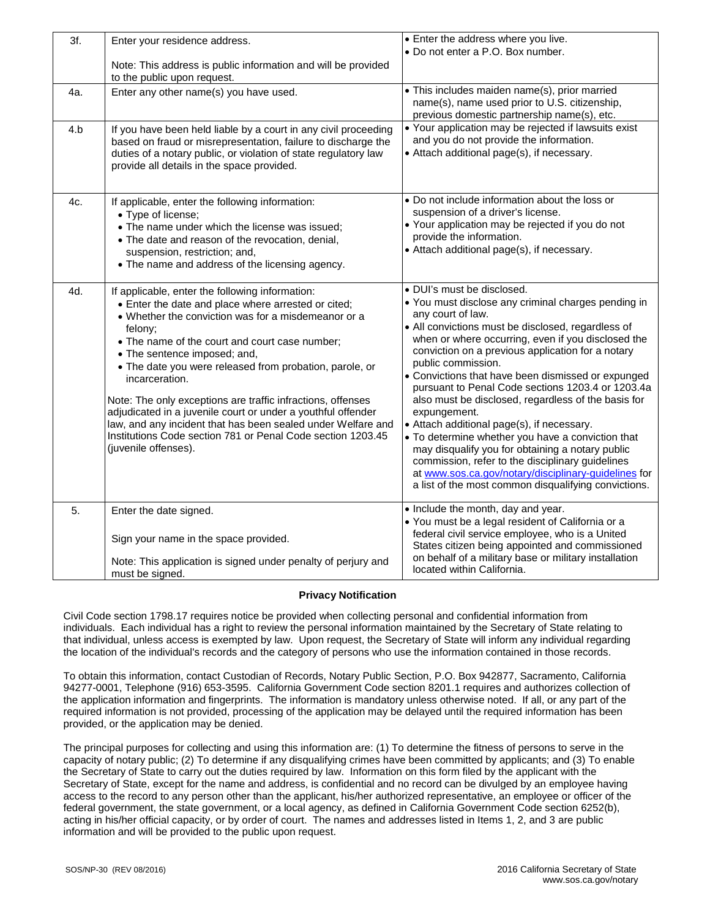| | | |
|---|---|---|
| 3f. | Enter your residence address.<br><br>Note: This address is public information and will be provided to the public upon request. | • Enter the address where you live.<br>• Do not enter a P.O. Box number. |
| 4a. | Enter any other name(s) you have used. | • This includes maiden name(s), prior married name(s), name used prior to U.S. citizenship, previous domestic partnership name(s), etc. |
| 4.b | If you have been held liable by a court in any civil proceeding based on fraud or misrepresentation, failure to discharge the duties of a notary public, or violation of state regulatory law provide all details in the space provided. | • Your application may be rejected if lawsuits exist and you do not provide the information.<br>• Attach additional page(s), if necessary. |
| 4c. | If applicable, enter the following information:<br>• Type of license;<br>• The name under which the license was issued;<br>• The date and reason of the revocation, denial, suspension, restriction; and,<br>• The name and address of the licensing agency. | • Do not include information about the loss or suspension of a driver's license.<br>• Your application may be rejected if you do not provide the information.<br>• Attach additional page(s), if necessary. |
| 4d. | If applicable, enter the following information:<br>• Enter the date and place where arrested or cited;<br>• Whether the conviction was for a misdemeanor or a felony;<br>• The name of the court and court case number;<br>• The sentence imposed; and,<br>• The date you were released from probation, parole, or incarceration.<br><br>Note: The only exceptions are traffic infractions, offenses adjudicated in a juvenile court or under a youthful offender law, and any incident that has been sealed under Welfare and Institutions Code section 781 or Penal Code section 1203.45 (juvenile offenses). | • DUI's must be disclosed.<br>• You must disclose any criminal charges pending in any court of law.<br>• All convictions must be disclosed, regardless of when or where occurring, even if you disclosed the conviction on a previous application for a notary public commission.<br>• Convictions that have been dismissed or expunged pursuant to Penal Code sections 1203.4 or 1203.4a also must be disclosed, regardless of the basis for expungement.<br>• Attach additional page(s), if necessary.<br>• To determine whether you have a conviction that may disqualify you for obtaining a notary public commission, refer to the disciplinary guidelines at www.sos.ca.gov/notary/disciplinary-guidelines for a list of the most common disqualifying convictions. |
| 5. | Enter the date signed.<br><br>Sign your name in the space provided.<br><br>Note: This application is signed under penalty of perjury and must be signed. | • Include the month, day and year.<br>• You must be a legal resident of California or a federal civil service employee, who is a United States citizen being appointed and commissioned on behalf of a military base or military installation located within California. |

**Privacy Notification**

Civil Code section 1798.17 requires notice be provided when collecting personal and confidential information from individuals. Each individual has a right to review the personal information maintained by the Secretary of State relating to that individual, unless access is exempted by law. Upon request, the Secretary of State will inform any individual regarding the location of the individual's records and the category of persons who use the information contained in those records.

To obtain this information, contact Custodian of Records, Notary Public Section, P.O. Box 942877, Sacramento, California 94277-0001, Telephone (916) 653-3595. California Government Code section 8201.1 requires and authorizes collection of the application information and fingerprints. The information is mandatory unless otherwise noted. If all, or any part of the required information is not provided, processing of the application may be delayed until the required information has been provided, or the application may be denied.

The principal purposes for collecting and using this information are: (1) To determine the fitness of persons to serve in the capacity of notary public; (2) To determine if any disqualifying crimes have been committed by applicants; and (3) To enable the Secretary of State to carry out the duties required by law. Information on this form filed by the applicant with the Secretary of State, except for the name and address, is confidential and no record can be divulged by an employee having access to the record to any person other than the applicant, his/her authorized representative, an employee or officer of the federal government, the state government, or a local agency, as defined in California Government Code section 6252(b), acting in his/her official capacity, or by order of court. The names and addresses listed in Items 1, 2, and 3 are public information and will be provided to the public upon request.

SOS/NP-30 (REV 08/2016)

2016 California Secretary of State
www.sos.ca.gov/notary